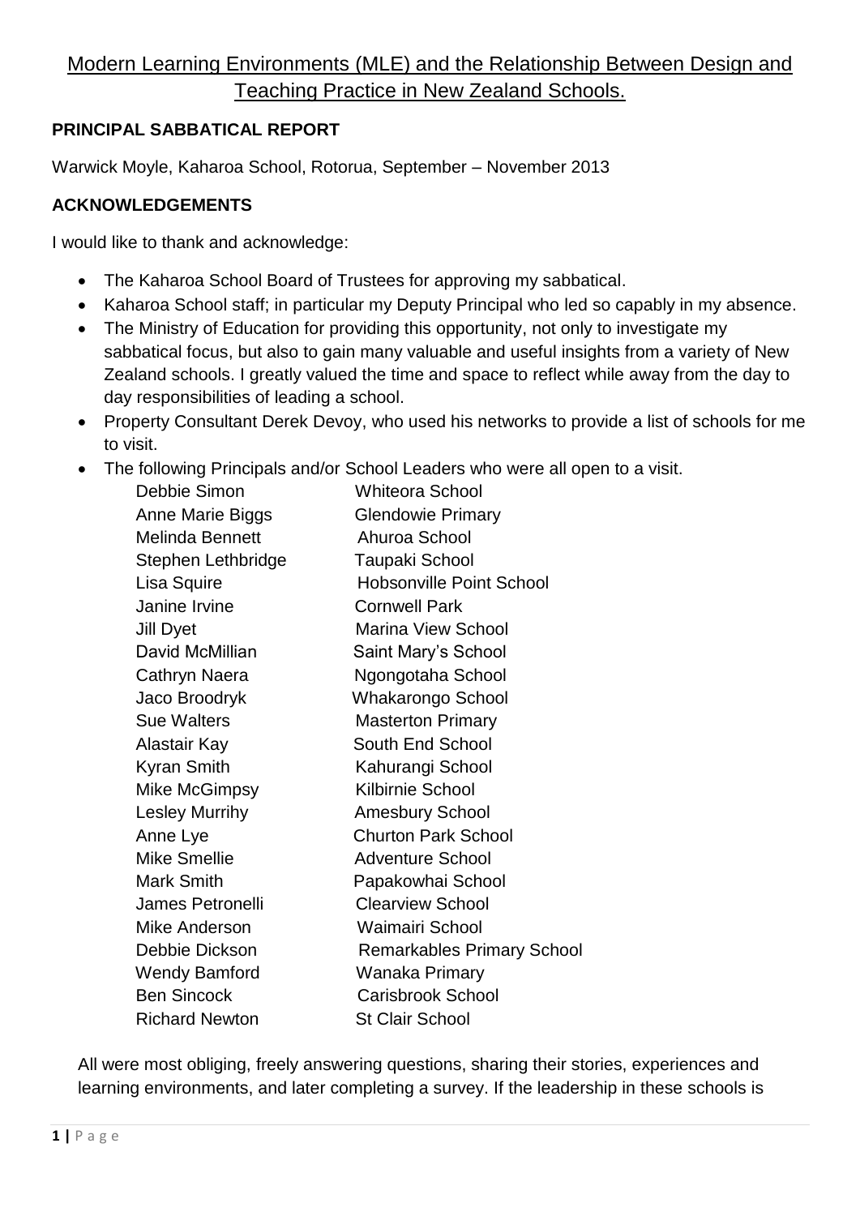# Modern Learning Environments (MLE) and the Relationship Between Design and Teaching Practice in New Zealand Schools.

**PRINCIPAL SABBATICAL REPORT**

Warwick Moyle, Kaharoa School, Rotorua, September – November 2013

**ACKNOWLEDGEMENTS**

I would like to thank and acknowledge:

- The Kaharoa School Board of Trustees for approving my sabbatical.
- Kaharoa School staff; in particular my Deputy Principal who led so capably in my absence.
- The Ministry of Education for providing this opportunity, not only to investigate my sabbatical focus, but also to gain many valuable and useful insights from a variety of New Zealand schools. I greatly valued the time and space to reflect while away from the day to day responsibilities of leading a school.
- Property Consultant Derek Devoy, who used his networks to provide a list of schools for me to visit.
- The following Principals and/or School Leaders who were all open to a visit.

| | |
|---|---|
| Debbie Simon | Whiteora School |
| Anne Marie Biggs | Glendowie Primary |
| Melinda Bennett | Ahuroa School |
| Stephen Lethbridge | Taupaki School |
| Lisa Squire | Hobsonville Point School |
| Janine Irvine | Cornwell Park |
| Jill Dyet | Marina View School |
| David McMillian | Saint Mary's School |
| Cathryn Naera | Ngongotaha School |
| Jaco Broodryk | Whakarongo School |
| Sue Walters | Masterton Primary |
| Alastair Kay | South End School |
| Kyran Smith | Kahurangi School |
| Mike McGimpsy | Kilbirnie School |
| Lesley Murrihy | Amesbury School |
| Anne Lye | Churton Park School |
| Mike Smellie | Adventure School |
| Mark Smith | Papakowhai School |
| James Petronelli | Clearview School |
| Mike Anderson | Waimairi School |
| Debbie Dickson | Remarkables Primary School |
| Wendy Bamford | Wanaka Primary |
| Ben Sincock | Carisbrook School |
| Richard Newton | St Clair School |

All were most obliging, freely answering questions, sharing their stories, experiences and learning environments, and later completing a survey. If the leadership in these schools is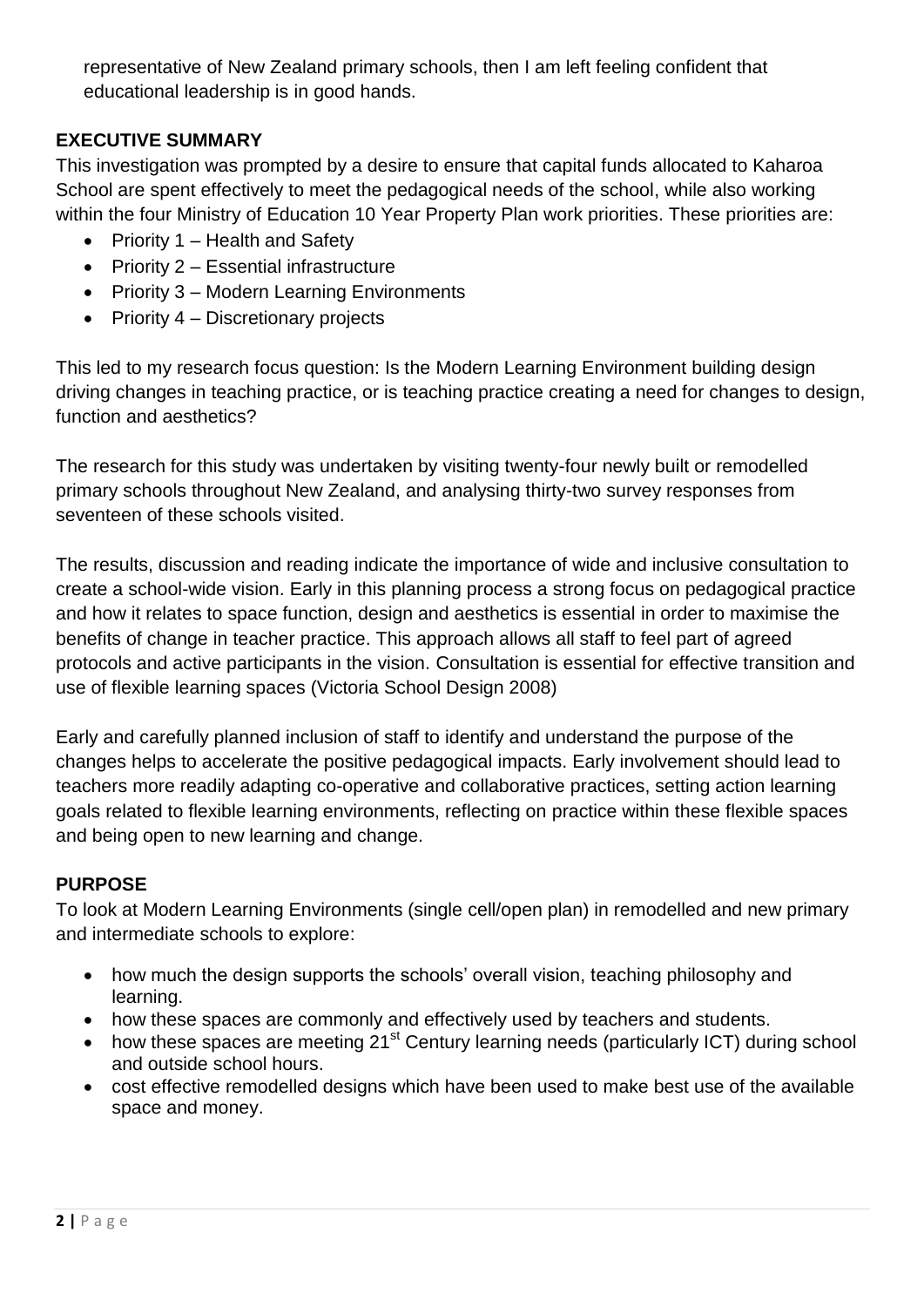representative of New Zealand primary schools, then I am left feeling confident that educational leadership is in good hands.

## EXECUTIVE SUMMARY

This investigation was prompted by a desire to ensure that capital funds allocated to Kaharoa School are spent effectively to meet the pedagogical needs of the school, while also working within the four Ministry of Education 10 Year Property Plan work priorities. These priorities are:

- Priority 1 – Health and Safety
- Priority 2 – Essential infrastructure
- Priority 3 – Modern Learning Environments
- Priority 4 – Discretionary projects

This led to my research focus question: Is the Modern Learning Environment building design driving changes in teaching practice, or is teaching practice creating a need for changes to design, function and aesthetics?

The research for this study was undertaken by visiting twenty-four newly built or remodelled primary schools throughout New Zealand, and analysing thirty-two survey responses from seventeen of these schools visited.

The results, discussion and reading indicate the importance of wide and inclusive consultation to create a school-wide vision. Early in this planning process a strong focus on pedagogical practice and how it relates to space function, design and aesthetics is essential in order to maximise the benefits of change in teacher practice. This approach allows all staff to feel part of agreed protocols and active participants in the vision. Consultation is essential for effective transition and use of flexible learning spaces (Victoria School Design 2008)

Early and carefully planned inclusion of staff to identify and understand the purpose of the changes helps to accelerate the positive pedagogical impacts. Early involvement should lead to teachers more readily adapting co-operative and collaborative practices, setting action learning goals related to flexible learning environments, reflecting on practice within these flexible spaces and being open to new learning and change.

## PURPOSE

To look at Modern Learning Environments (single cell/open plan) in remodelled and new primary and intermediate schools to explore:

- how much the design supports the schools' overall vision, teaching philosophy and learning.
- how these spaces are commonly and effectively used by teachers and students.
- how these spaces are meeting 21st Century learning needs (particularly ICT) during school and outside school hours.
- cost effective remodelled designs which have been used to make best use of the available space and money.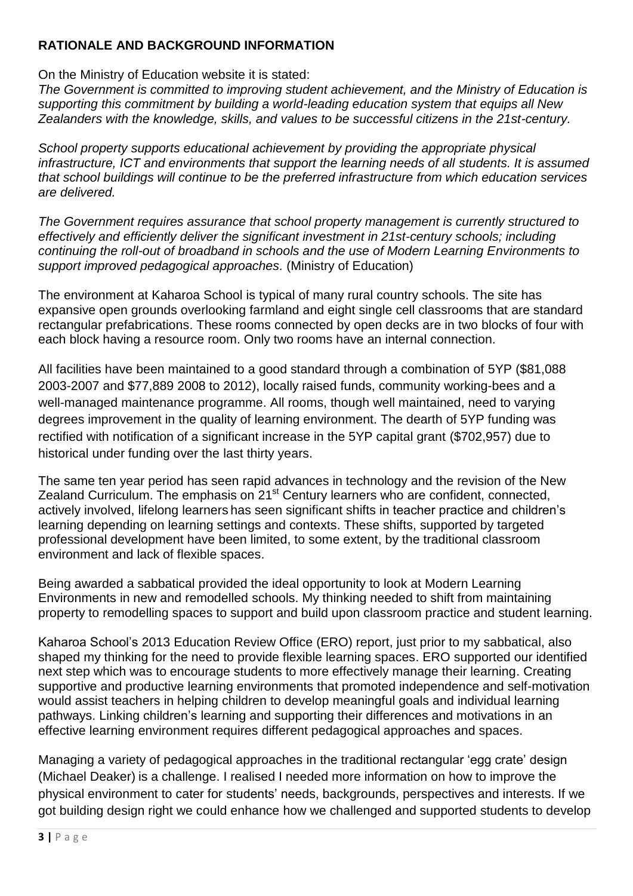**RATIONALE AND BACKGROUND INFORMATION**

On the Ministry of Education website it is stated:
*The Government is committed to improving student achievement, and the Ministry of Education is supporting this commitment by building a world-leading education system that equips all New Zealanders with the knowledge, skills, and values to be successful citizens in the 21st-century.*

*School property supports educational achievement by providing the appropriate physical infrastructure, ICT and environments that support the learning needs of all students. It is assumed that school buildings will continue to be the preferred infrastructure from which education services are delivered.*

*The Government requires assurance that school property management is currently structured to effectively and efficiently deliver the significant investment in 21st-century schools; including continuing the roll-out of broadband in schools and the use of Modern Learning Environments to support improved pedagogical approaches.* (Ministry of Education)

The environment at Kaharoa School is typical of many rural country schools. The site has expansive open grounds overlooking farmland and eight single cell classrooms that are standard rectangular prefabrications. These rooms connected by open decks are in two blocks of four with each block having a resource room. Only two rooms have an internal connection.

All facilities have been maintained to a good standard through a combination of 5YP ($81,088 2003-2007 and $77,889 2008 to 2012), locally raised funds, community working-bees and a well-managed maintenance programme. All rooms, though well maintained, need to varying degrees improvement in the quality of learning environment. The dearth of 5YP funding was rectified with notification of a significant increase in the 5YP capital grant ($702,957) due to historical under funding over the last thirty years.

The same ten year period has seen rapid advances in technology and the revision of the New Zealand Curriculum. The emphasis on 21st Century learners who are confident, connected, actively involved, lifelong learners has seen significant shifts in teacher practice and children's learning depending on learning settings and contexts. These shifts, supported by targeted professional development have been limited, to some extent, by the traditional classroom environment and lack of flexible spaces.

Being awarded a sabbatical provided the ideal opportunity to look at Modern Learning Environments in new and remodelled schools. My thinking needed to shift from maintaining property to remodelling spaces to support and build upon classroom practice and student learning.

Kaharoa School's 2013 Education Review Office (ERO) report, just prior to my sabbatical, also shaped my thinking for the need to provide flexible learning spaces. ERO supported our identified next step which was to encourage students to more effectively manage their learning. Creating supportive and productive learning environments that promoted independence and self-motivation would assist teachers in helping children to develop meaningful goals and individual learning pathways. Linking children's learning and supporting their differences and motivations in an effective learning environment requires different pedagogical approaches and spaces.

Managing a variety of pedagogical approaches in the traditional rectangular 'egg crate' design (Michael Deaker) is a challenge. I realised I needed more information on how to improve the physical environment to cater for students' needs, backgrounds, perspectives and interests. If we got building design right we could enhance how we challenged and supported students to develop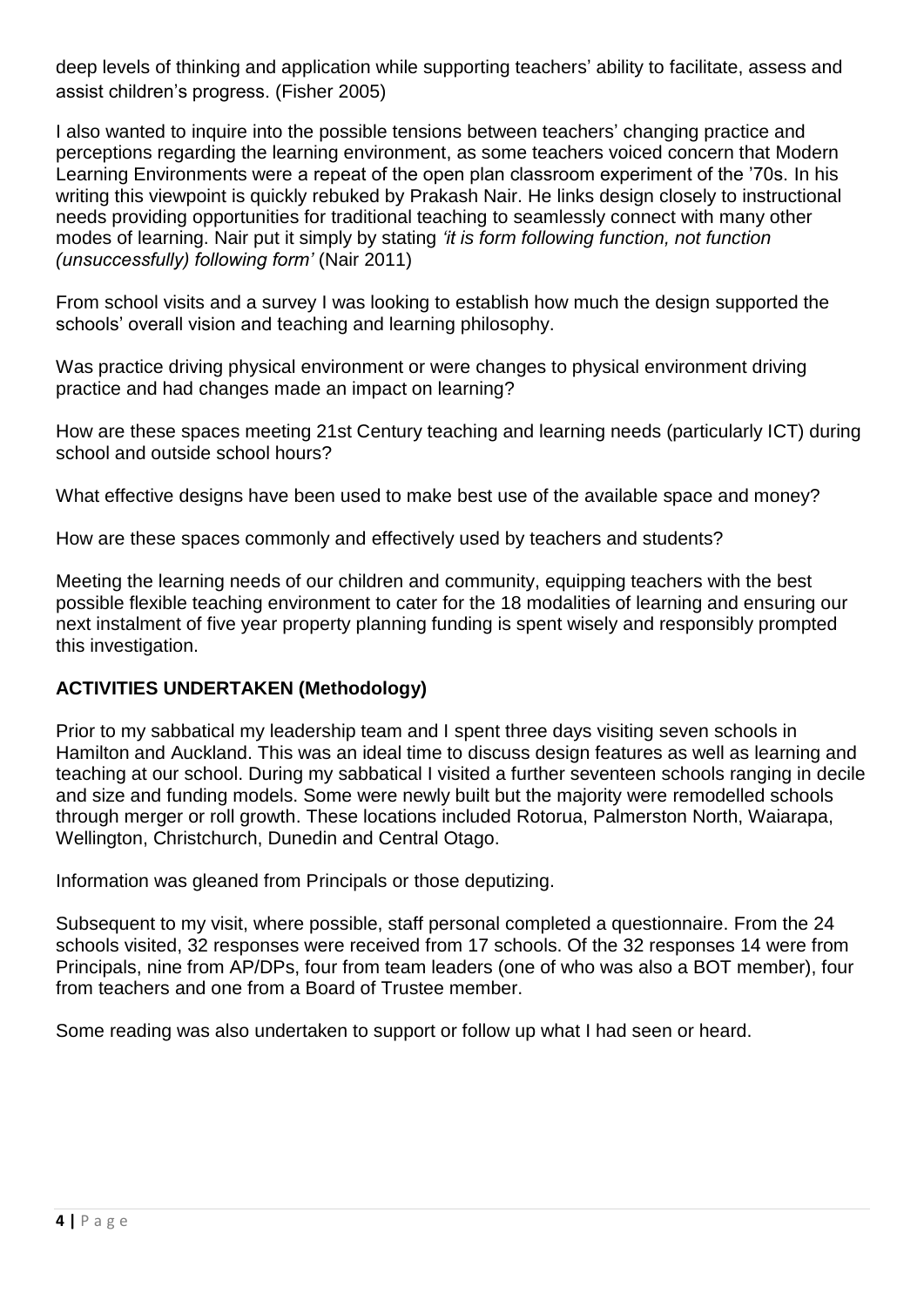deep levels of thinking and application while supporting teachers' ability to facilitate, assess and assist children's progress. (Fisher 2005)

I also wanted to inquire into the possible tensions between teachers' changing practice and perceptions regarding the learning environment, as some teachers voiced concern that Modern Learning Environments were a repeat of the open plan classroom experiment of the '70s. In his writing this viewpoint is quickly rebuked by Prakash Nair. He links design closely to instructional needs providing opportunities for traditional teaching to seamlessly connect with many other modes of learning. Nair put it simply by stating *'it is form following function, not function (unsuccessfully) following form'* (Nair 2011)

From school visits and a survey I was looking to establish how much the design supported the schools' overall vision and teaching and learning philosophy.

Was practice driving physical environment or were changes to physical environment driving practice and had changes made an impact on learning?

How are these spaces meeting 21st Century teaching and learning needs (particularly ICT) during school and outside school hours?

What effective designs have been used to make best use of the available space and money?

How are these spaces commonly and effectively used by teachers and students?

Meeting the learning needs of our children and community, equipping teachers with the best possible flexible teaching environment to cater for the 18 modalities of learning and ensuring our next instalment of five year property planning funding is spent wisely and responsibly prompted this investigation.

## ACTIVITIES UNDERTAKEN (Methodology)

Prior to my sabbatical my leadership team and I spent three days visiting seven schools in Hamilton and Auckland. This was an ideal time to discuss design features as well as learning and teaching at our school. During my sabbatical I visited a further seventeen schools ranging in decile and size and funding models. Some were newly built but the majority were remodelled schools through merger or roll growth. These locations included Rotorua, Palmerston North, Waiarapa, Wellington, Christchurch, Dunedin and Central Otago.

Information was gleaned from Principals or those deputizing.

Subsequent to my visit, where possible, staff personal completed a questionnaire. From the 24 schools visited, 32 responses were received from 17 schools. Of the 32 responses 14 were from Principals, nine from AP/DPs, four from team leaders (one of who was also a BOT member), four from teachers and one from a Board of Trustee member.

Some reading was also undertaken to support or follow up what I had seen or heard.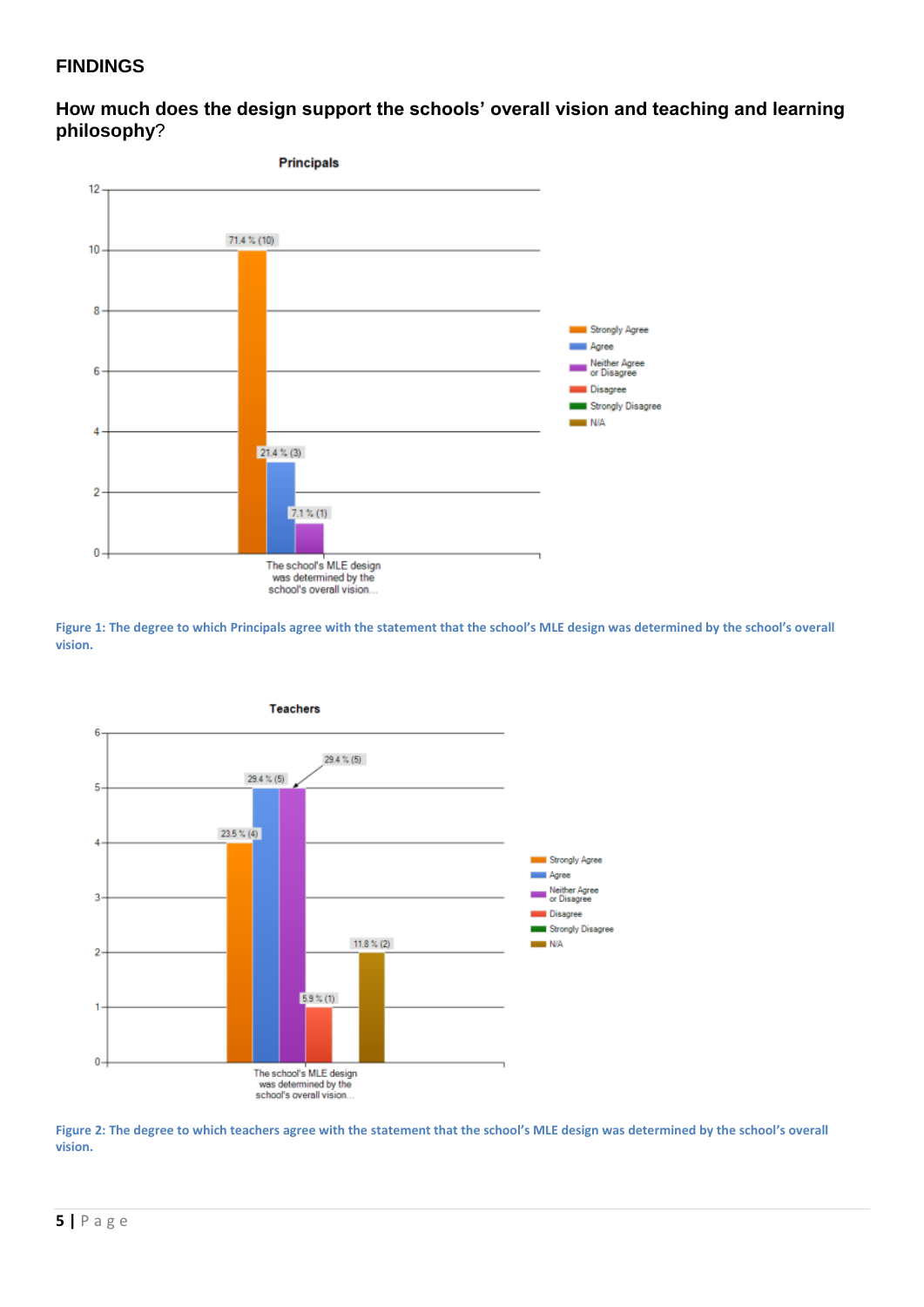## FINDINGS

### How much does the design support the schools' overall vision and teaching and learning philosophy?

Figure 1: The degree to which Principals agree with the statement that the school's MLE design was determined by the school's overall vision.

Figure 2: The degree to which teachers agree with the statement that the school's MLE design was determined by the school's overall vision.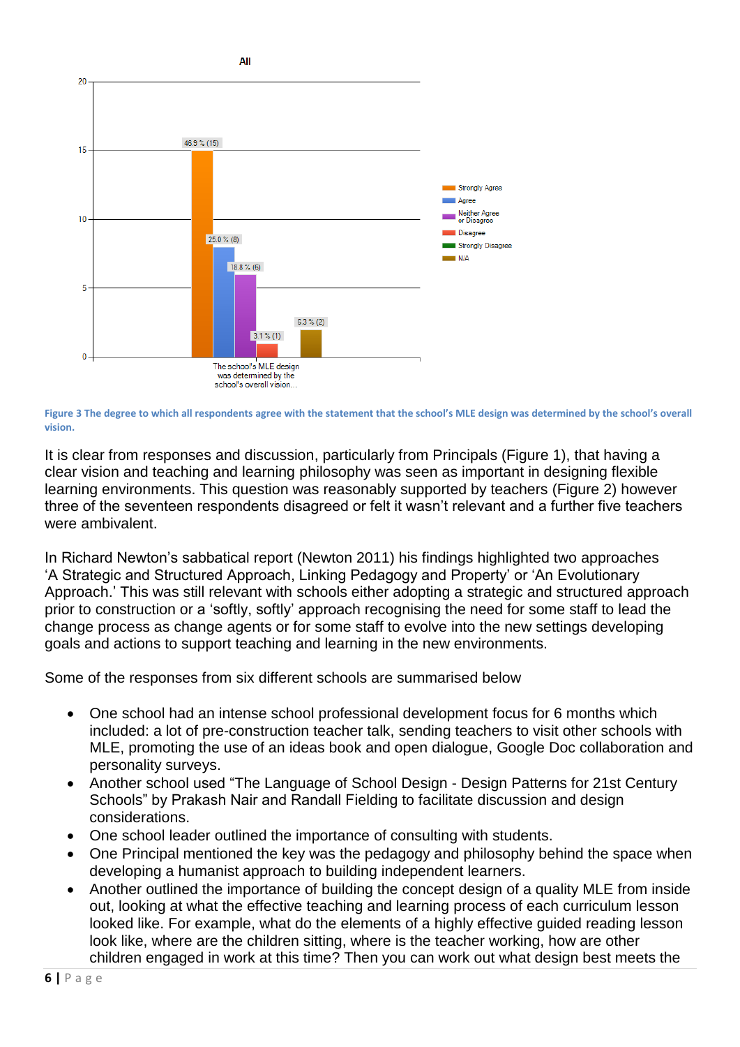All

| The school's MLE design was determined by the school's overall vision... | |
|---|---|
| Strongly Agree | 46.9 % (15) |
| Agree | 25.0 % (8) |
| Neither Agree or Disagree | 18.8 % (6) |
| Disagree | 3.1 % (1) |
| Strongly Disagree | |
| N/A | 6.3 % (2) |

**Figure 3 The degree to which all respondents agree with the statement that the school's MLE design was determined by the school's overall vision.**

It is clear from responses and discussion, particularly from Principals (Figure 1), that having a clear vision and teaching and learning philosophy was seen as important in designing flexible learning environments. This question was reasonably supported by teachers (Figure 2) however three of the seventeen respondents disagreed or felt it wasn't relevant and a further five teachers were ambivalent.

In Richard Newton's sabbatical report (Newton 2011) his findings highlighted two approaches 'A Strategic and Structured Approach, Linking Pedagogy and Property' or 'An Evolutionary Approach.' This was still relevant with schools either adopting a strategic and structured approach prior to construction or a 'softly, softly' approach recognising the need for some staff to lead the change process as change agents or for some staff to evolve into the new settings developing goals and actions to support teaching and learning in the new environments.

Some of the responses from six different schools are summarised below

- One school had an intense school professional development focus for 6 months which included: a lot of pre-construction teacher talk, sending teachers to visit other schools with MLE, promoting the use of an ideas book and open dialogue, Google Doc collaboration and personality surveys.
- Another school used "The Language of School Design - Design Patterns for 21st Century Schools" by Prakash Nair and Randall Fielding to facilitate discussion and design considerations.
- One school leader outlined the importance of consulting with students.
- One Principal mentioned the key was the pedagogy and philosophy behind the space when developing a humanist approach to building independent learners.
- Another outlined the importance of building the concept design of a quality MLE from inside out, looking at what the effective teaching and learning process of each curriculum lesson looked like. For example, what do the elements of a highly effective guided reading lesson look like, where are the children sitting, where is the teacher working, how are other children engaged in work at this time? Then you can work out what design best meets the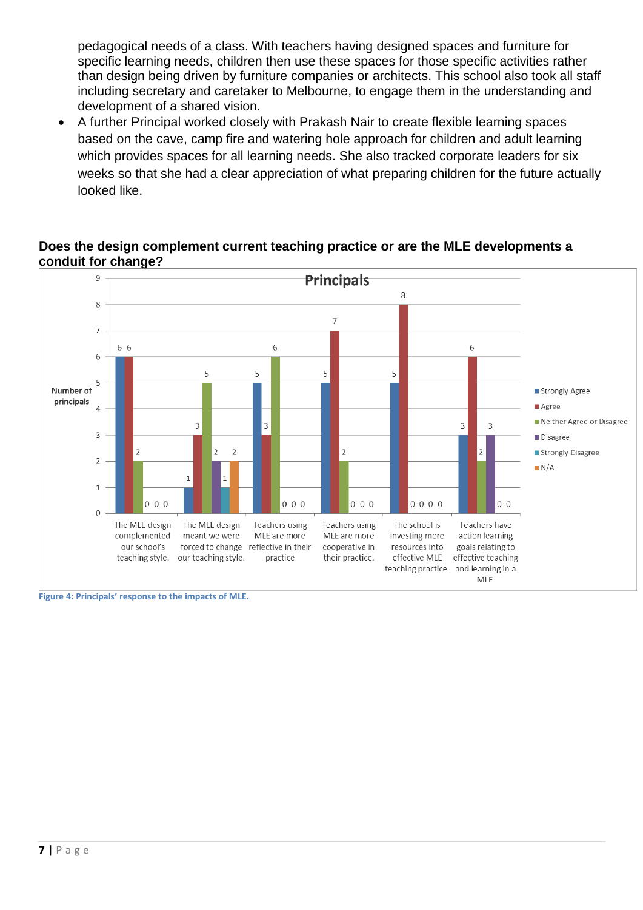pedagogical needs of a class. With teachers having designed spaces and furniture for specific learning needs, children then use these spaces for those specific activities rather than design being driven by furniture companies or architects. This school also took all staff including secretary and caretaker to Melbourne, to engage them in the understanding and development of a shared vision.

- A further Principal worked closely with Prakash Nair to create flexible learning spaces based on the cave, camp fire and watering hole approach for children and adult learning which provides spaces for all learning needs. She also tracked corporate leaders for six weeks so that she had a clear appreciation of what preparing children for the future actually looked like.

**Does the design complement current teaching practice or are the MLE developments a conduit for change?**

**Principals**

| Statement | Strongly Agree | Agree | Neither Agree or Disagree | Disagree | Strongly Disagree | N/A |
|---|---|---|---|---|---|---|
| The MLE design complemented our school's teaching style. | 6 | 6 | 2 | 0 | 0 | 0 |
| The MLE design meant we were forced to change our teaching style. | 1 | 3 | 5 | 2 | 1 | 2 |
| Teachers using MLE are more reflective in their practice | 5 | 3 | 6 | 0 | 0 | 0 |
| Teachers using MLE are more cooperative in their practice. | 5 | 7 | 2 | 0 | 0 | 0 |
| The school is investing more resources into effective MLE teaching practice. | 5 | 8 | 0 | 0 | 0 | 0 |
| Teachers have action learning goals relating to effective teaching and learning in a MLE. | 3 | 6 | 2 | 3 | 0 | 0 |

Figure 4: Principals' response to the impacts of MLE.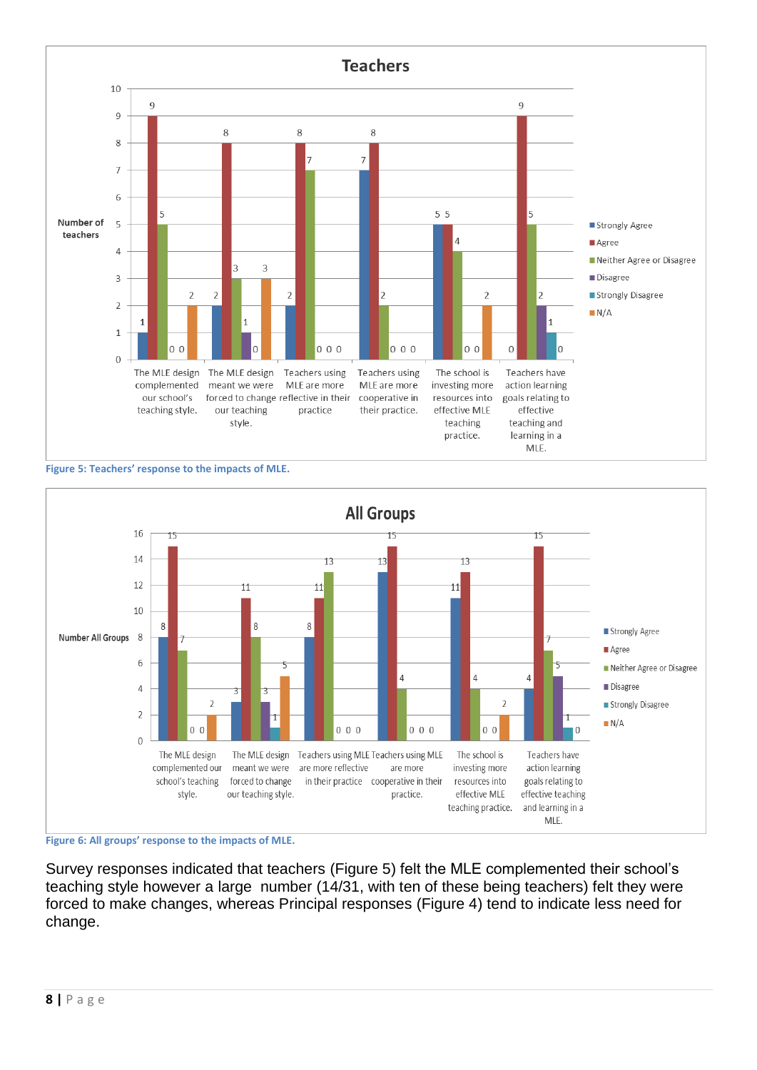**Teachers**

| | Strongly Agree | Agree | Neither Agree or Disagree | Disagree | Strongly Disagree | N/A |
|---|---|---|---|---|---|---|
| The MLE design complemented our school's teaching style. | 1 | 9 | 5 | 0 | 0 | 2 |
| The MLE design meant we were forced to change our teaching style. | 2 | 8 | 3 | 1 | 0 | 3 |
| Teachers using MLE are more reflective in their practice | 2 | 8 | 7 | 0 | 0 | 0 |
| Teachers using MLE are more cooperative in their practice. | 7 | 8 | 2 | 0 | 0 | 0 |
| The school is investing more resources into effective MLE teaching practice. | 5 | 5 | 4 | 0 | 0 | 2 |
| Teachers have action learning goals relating to effective teaching and learning in a MLE. | 0 | 9 | 5 | 2 | 1 | 0 |

Number of teachers

Figure 5: Teachers' response to the impacts of MLE.

**All Groups**

| | Strongly Agree | Agree | Neither Agree or Disagree | Disagree | Strongly Disagree | N/A |
|---|---|---|---|---|---|---|
| The MLE design complemented our school's teaching style. | 8 | 15 | 7 | 0 | 0 | 2 |
| The MLE design meant we were forced to change our teaching style. | 3 | 11 | 8 | 3 | 1 | 5 |
| Teachers using MLE are more reflective in their practice | 8 | 11 | 13 | 0 | 0 | 0 |
| Teachers using MLE are more cooperative in their practice. | 13 | 15 | 4 | 0 | 0 | 0 |
| The school is investing more resources into effective MLE teaching practice. | 11 | 13 | 4 | 0 | 0 | 2 |
| Teachers have action learning goals relating to effective teaching and learning in a MLE. | 4 | 15 | 7 | 5 | 1 | 0 |

Number All Groups

Figure 6: All groups' response to the impacts of MLE.

Survey responses indicated that teachers (Figure 5) felt the MLE complemented their school's teaching style however a large number (14/31, with ten of these being teachers) felt they were forced to make changes, whereas Principal responses (Figure 4) tend to indicate less need for change.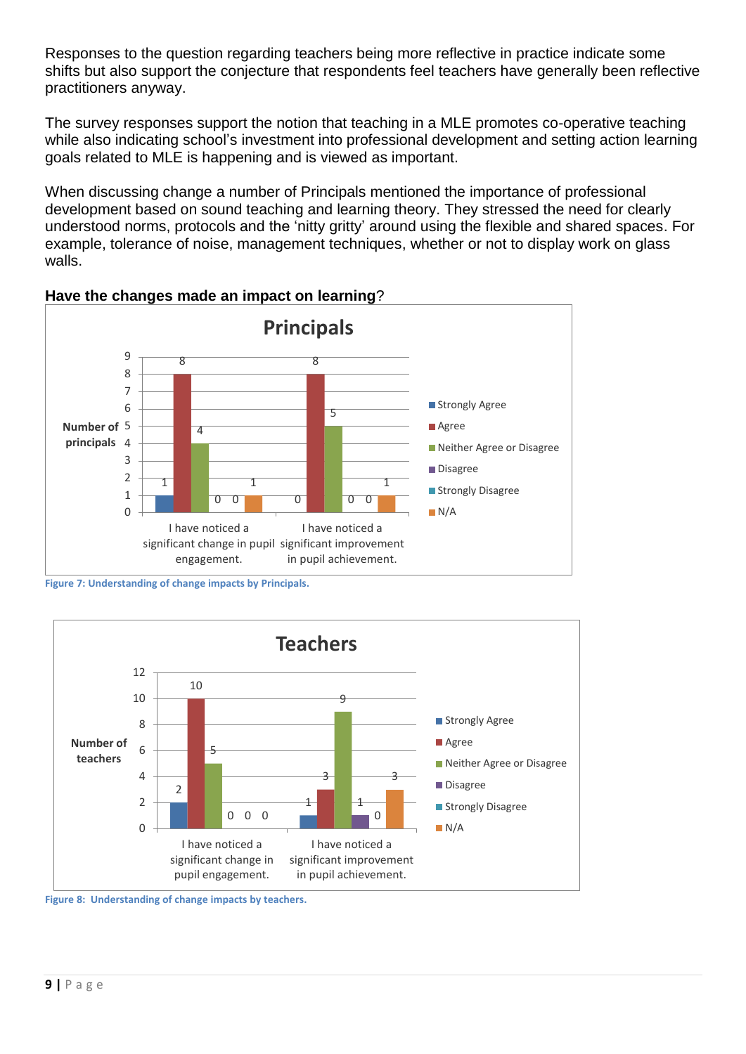Responses to the question regarding teachers being more reflective in practice indicate some shifts but also support the conjecture that respondents feel teachers have generally been reflective practitioners anyway.

The survey responses support the notion that teaching in a MLE promotes co-operative teaching while also indicating school's investment into professional development and setting action learning goals related to MLE is happening and is viewed as important.

When discussing change a number of Principals mentioned the importance of professional development based on sound teaching and learning theory. They stressed the need for clearly understood norms, protocols and the 'nitty gritty' around using the flexible and shared spaces. For example, tolerance of noise, management techniques, whether or not to display work on glass walls.

**Have the changes made an impact on learning**?

**Principals**

| Number of principals | Strongly Agree | Agree | Neither Agree or Disagree | Disagree | Strongly Disagree | N/A |
|---|---|---|---|---|---|---|
| I have noticed a significant change in pupil engagement. | 1 | 8 | 4 | 0 | 0 | 1 |
| I have noticed a significant improvement in pupil achievement. | 0 | 8 | 5 | 0 | 0 | 1 |

**Figure 7: Understanding of change impacts by Principals.**

**Teachers**

| Number of teachers | Strongly Agree | Agree | Neither Agree or Disagree | Disagree | Strongly Disagree | N/A |
|---|---|---|---|---|---|---|
| I have noticed a significant change in pupil engagement. | 2 | 10 | 5 | 0 | 0 | 0 |
| I have noticed a significant improvement in pupil achievement. | 1 | 3 | 9 | 1 | 0 | 3 |

**Figure 8: Understanding of change impacts by teachers.**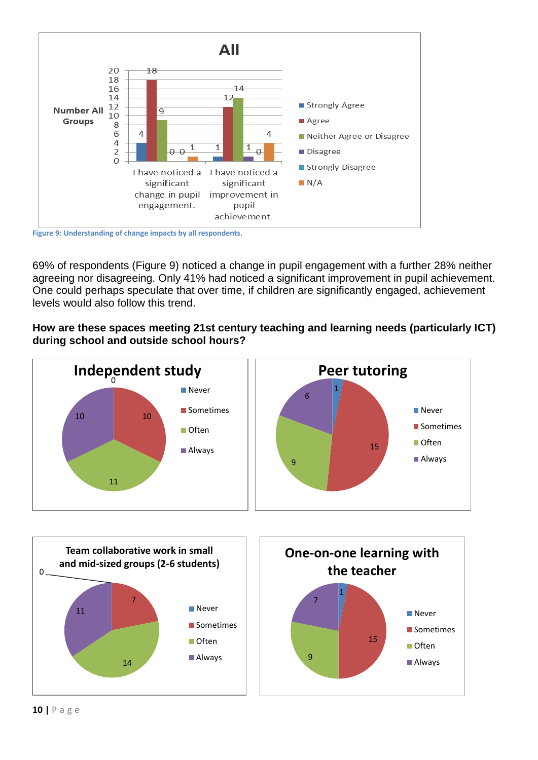Figure 9: Understanding of change impacts by all respondents.

69% of respondents (Figure 9) noticed a change in pupil engagement with a further 28% neither agreeing nor disagreeing. Only 41% had noticed a significant improvement in pupil achievement. One could perhaps speculate that over time, if children are significantly engaged, achievement levels would also follow this trend.

**How are these spaces meeting 21st century teaching and learning needs (particularly ICT) during school and outside school hours?**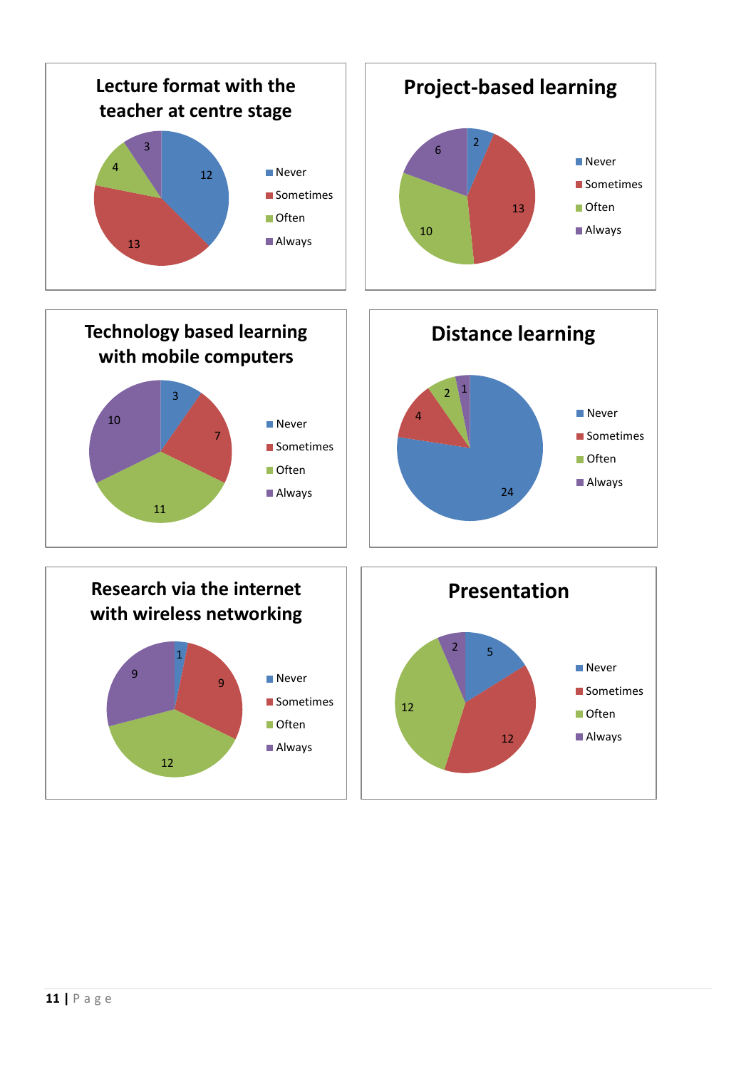**Lecture format with the teacher at centre stage**

| Response | Count |
| --- | --- |
| Never | 12 |
| Sometimes | 13 |
| Often | 4 |
| Always | 3 |

**Project-based learning**

| Response | Count |
| --- | --- |
| Never | 2 |
| Sometimes | 13 |
| Often | 10 |
| Always | 6 |

**Technology based learning with mobile computers**

| Response | Count |
| --- | --- |
| Never | 3 |
| Sometimes | 7 |
| Often | 11 |
| Always | 10 |

**Distance learning**

| Response | Count |
| --- | --- |
| Never | 24 |
| Sometimes | 4 |
| Often | 2 |
| Always | 1 |

**Research via the internet with wireless networking**

| Response | Count |
| --- | --- |
| Never | 1 |
| Sometimes | 9 |
| Often | 12 |
| Always | 9 |

**Presentation**

| Response | Count |
| --- | --- |
| Never | 5 |
| Sometimes | 12 |
| Often | 12 |
| Always | 2 |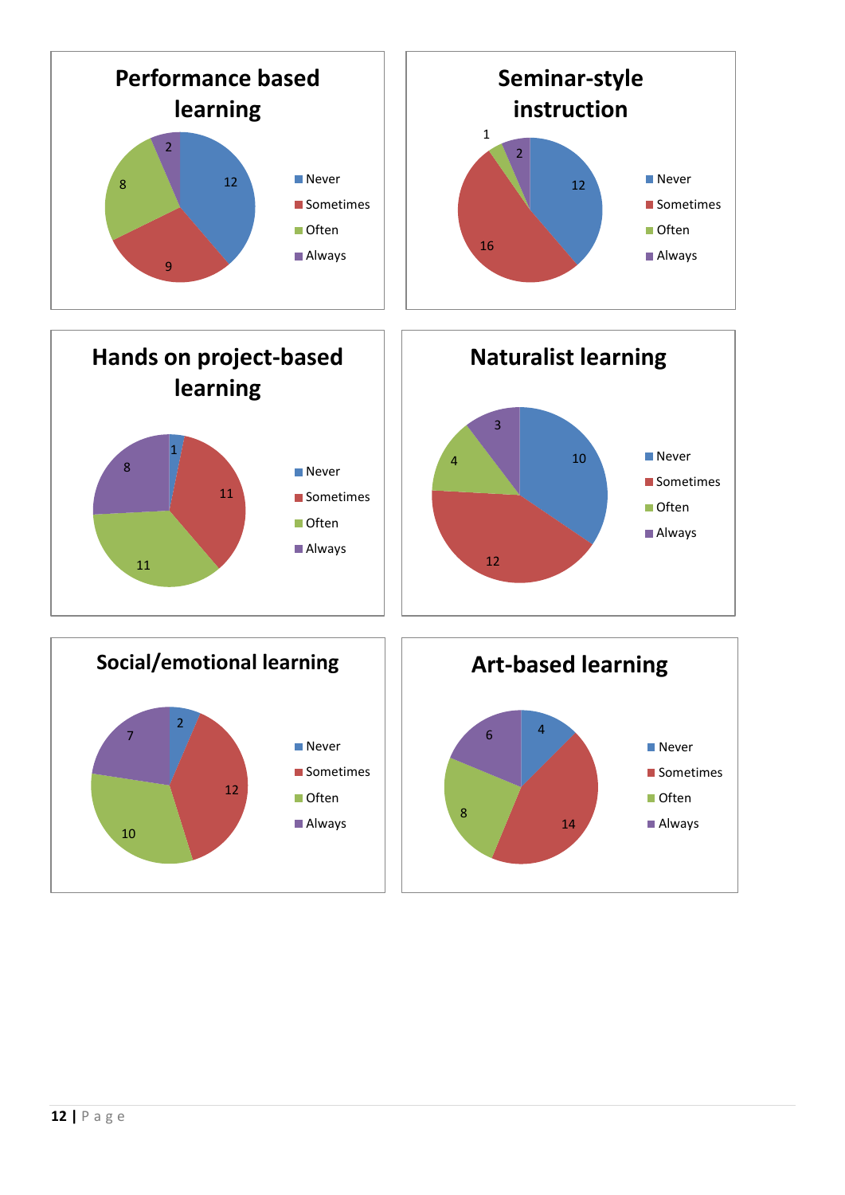**Performance based learning**

| Response | Count |
|---|---|
| Never | 12 |
| Sometimes | 9 |
| Often | 8 |
| Always | 2 |

**Seminar-style instruction**

| Response | Count |
|---|---|
| Never | 12 |
| Sometimes | 16 |
| Often | 1 |
| Always | 2 |

**Hands on project-based learning**

| Response | Count |
|---|---|
| Never | 1 |
| Sometimes | 11 |
| Often | 11 |
| Always | 8 |

**Naturalist learning**

| Response | Count |
|---|---|
| Never | 10 |
| Sometimes | 12 |
| Often | 4 |
| Always | 3 |

**Social/emotional learning**

| Response | Count |
|---|---|
| Never | 2 |
| Sometimes | 12 |
| Often | 10 |
| Always | 7 |

**Art-based learning**

| Response | Count |
|---|---|
| Never | 4 |
| Sometimes | 14 |
| Often | 8 |
| Always | 6 |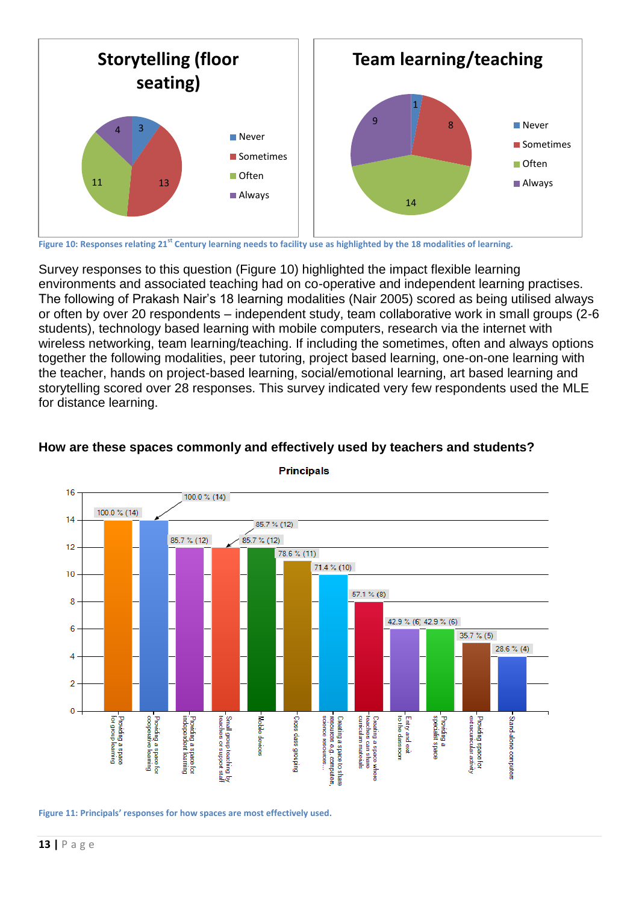Storytelling (floor seating)

| Response | Count |
|---|---|
| Never | 3 |
| Sometimes | 13 |
| Often | 11 |
| Always | 4 |

Team learning/teaching

| Response | Count |
|---|---|
| Never | 1 |
| Sometimes | 8 |
| Often | 14 |
| Always | 9 |

**Figure 10: Responses relating 21st Century learning needs to facility use as highlighted by the 18 modalities of learning.**

Survey responses to this question (Figure 10) highlighted the impact flexible learning environments and associated teaching had on co-operative and independent learning practises. The following of Prakash Nair's 18 learning modalities (Nair 2005) scored as being utilised always or often by over 20 respondents – independent study, team collaborative work in small groups (2-6 students), technology based learning with mobile computers, research via the internet with wireless networking, team learning/teaching. If including the sometimes, often and always options together the following modalities, peer tutoring, project based learning, one-on-one learning with the teacher, hands on project-based learning, social/emotional learning, art based learning and storytelling scored over 28 responses. This survey indicated very few respondents used the MLE for distance learning.

### How are these spaces commonly and effectively used by teachers and students?

Principals

| Use | Percentage (count) |
|---|---|
| Providing a space for group learning | 100.0 % (14) |
| Providing a space for cooperative learning | 100.0 % (14) |
| Providing a space for independent learning | 85.7 % (12) |
| Small group teaching by teaches or support staff | 85.7 % (12) |
| Mobile devices | 85.7 % (12) |
| Cross class grouping | 78.6 % (11) |
| Creating a space to share resources e.g. computers, science resources… | 71.4 % (10) |
| Creating a space where teaches can share curriculum materials | 57.1 % (8) |
| Entry and exit to the classroom | 42.9 % (6) |
| Providing a specialist space | 42.9 % (6) |
| Providing space for extracurricular activity | 35.7 % (5) |
| Stand-alone computers | 28.6 % (4) |

**Figure 11: Principals' responses for how spaces are most effectively used.**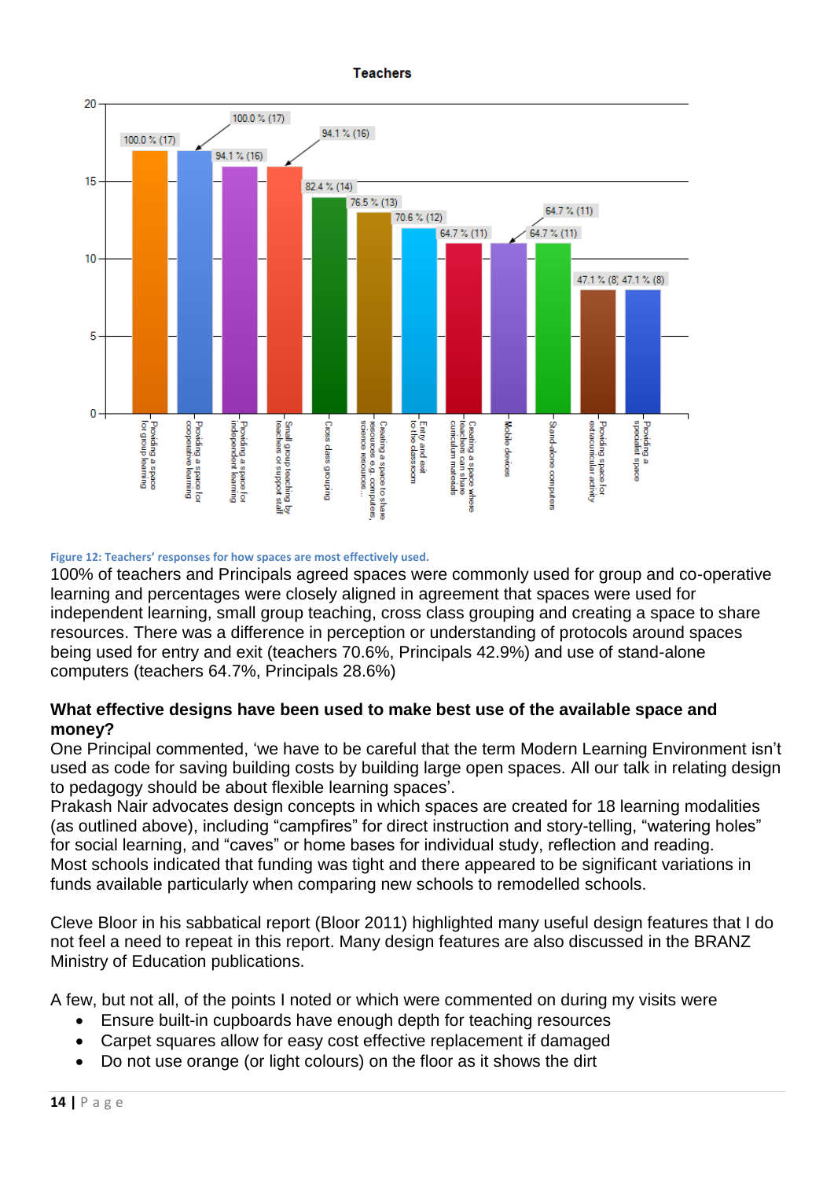**Teachers**

| Use of space | Percentage (count) |
|---|---|
| Providing a space for group learning | 100.0 % (17) |
| Providing a space for cooperative learning | 100.0 % (17) |
| Providing a space for independent learning | 94.1 % (16) |
| Small group teaching by teachers or support staff | 94.1 % (16) |
| Cross class grouping | 82.4 % (14) |
| Creating a space to share resources e.g. computers, science resources... | 76.5 % (13) |
| Entry and exit to the classroom | 70.6 % (12) |
| Creating a space where teachers can share curriculum materials | 64.7 % (11) |
| Mobile devices | 64.7 % (11) |
| Stand-alone computers | 64.7 % (11) |
| Providing space for extracurricular activity | 47.1 % (8) |
| Providing a specialist space | 47.1 % (8) |

**Figure 12: Teachers' responses for how spaces are most effectively used.**

100% of teachers and Principals agreed spaces were commonly used for group and co-operative learning and percentages were closely aligned in agreement that spaces were used for independent learning, small group teaching, cross class grouping and creating a space to share resources. There was a difference in perception or understanding of protocols around spaces being used for entry and exit (teachers 70.6%, Principals 42.9%) and use of stand-alone computers (teachers 64.7%, Principals 28.6%)

**What effective designs have been used to make best use of the available space and money?**

One Principal commented, 'we have to be careful that the term Modern Learning Environment isn't used as code for saving building costs by building large open spaces. All our talk in relating design to pedagogy should be about flexible learning spaces'.

Prakash Nair advocates design concepts in which spaces are created for 18 learning modalities (as outlined above), including "campfires" for direct instruction and story-telling, "watering holes" for social learning, and "caves" or home bases for individual study, reflection and reading.

Most schools indicated that funding was tight and there appeared to be significant variations in funds available particularly when comparing new schools to remodelled schools.

Cleve Bloor in his sabbatical report (Bloor 2011) highlighted many useful design features that I do not feel a need to repeat in this report. Many design features are also discussed in the BRANZ Ministry of Education publications.

A few, but not all, of the points I noted or which were commented on during my visits were

- Ensure built-in cupboards have enough depth for teaching resources
- Carpet squares allow for easy cost effective replacement if damaged
- Do not use orange (or light colours) on the floor as it shows the dirt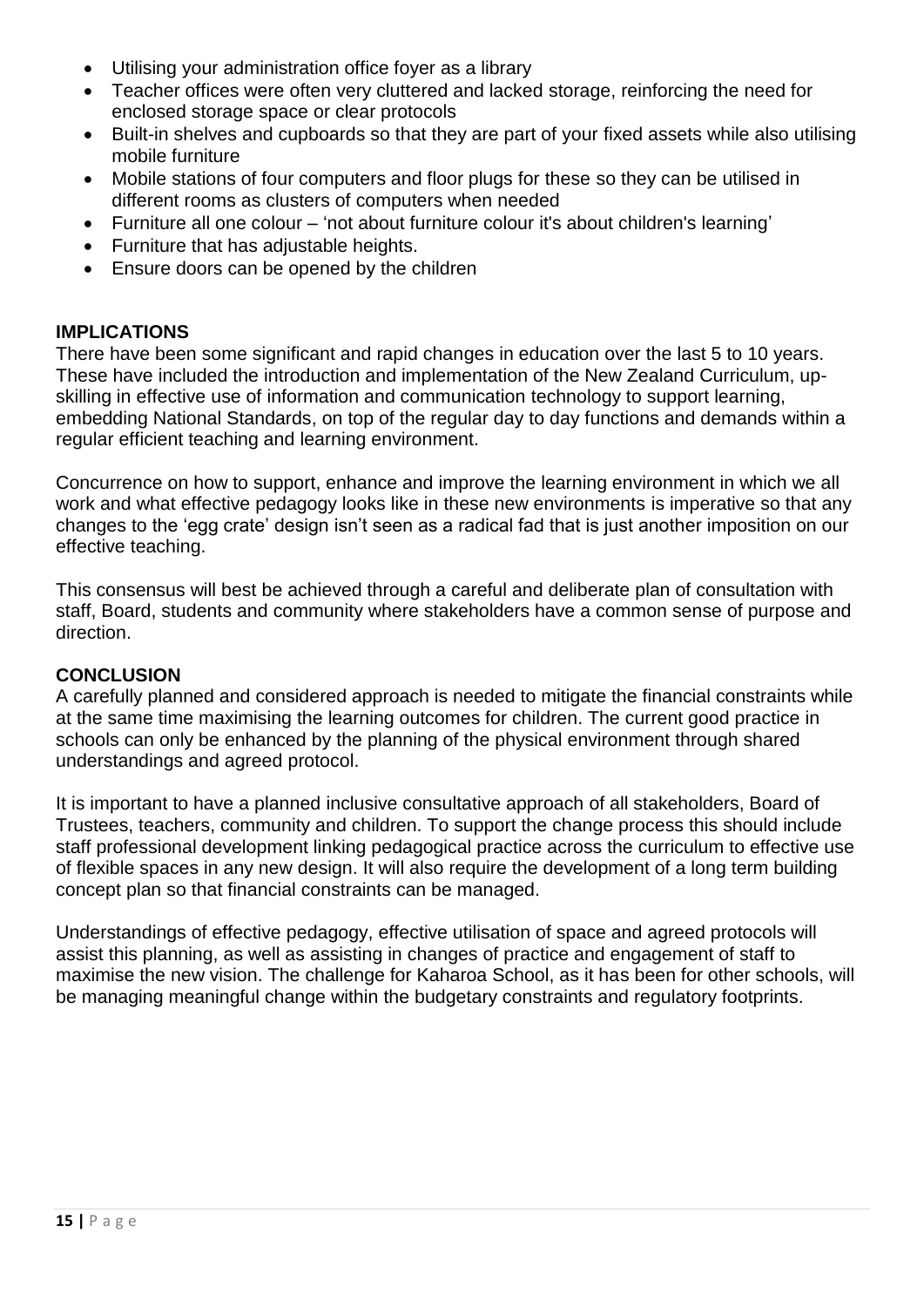- Utilising your administration office foyer as a library
- Teacher offices were often very cluttered and lacked storage, reinforcing the need for enclosed storage space or clear protocols
- Built-in shelves and cupboards so that they are part of your fixed assets while also utilising mobile furniture
- Mobile stations of four computers and floor plugs for these so they can be utilised in different rooms as clusters of computers when needed
- Furniture all one colour – 'not about furniture colour it's about children's learning'
- Furniture that has adjustable heights.
- Ensure doors can be opened by the children

## IMPLICATIONS

There have been some significant and rapid changes in education over the last 5 to 10 years. These have included the introduction and implementation of the New Zealand Curriculum, up-skilling in effective use of information and communication technology to support learning, embedding National Standards, on top of the regular day to day functions and demands within a regular efficient teaching and learning environment.

Concurrence on how to support, enhance and improve the learning environment in which we all work and what effective pedagogy looks like in these new environments is imperative so that any changes to the 'egg crate' design isn't seen as a radical fad that is just another imposition on our effective teaching.

This consensus will best be achieved through a careful and deliberate plan of consultation with staff, Board, students and community where stakeholders have a common sense of purpose and direction.

## CONCLUSION

A carefully planned and considered approach is needed to mitigate the financial constraints while at the same time maximising the learning outcomes for children. The current good practice in schools can only be enhanced by the planning of the physical environment through shared understandings and agreed protocol.

It is important to have a planned inclusive consultative approach of all stakeholders, Board of Trustees, teachers, community and children. To support the change process this should include staff professional development linking pedagogical practice across the curriculum to effective use of flexible spaces in any new design. It will also require the development of a long term building concept plan so that financial constraints can be managed.

Understandings of effective pedagogy, effective utilisation of space and agreed protocols will assist this planning, as well as assisting in changes of practice and engagement of staff to maximise the new vision. The challenge for Kaharoa School, as it has been for other schools, will be managing meaningful change within the budgetary constraints and regulatory footprints.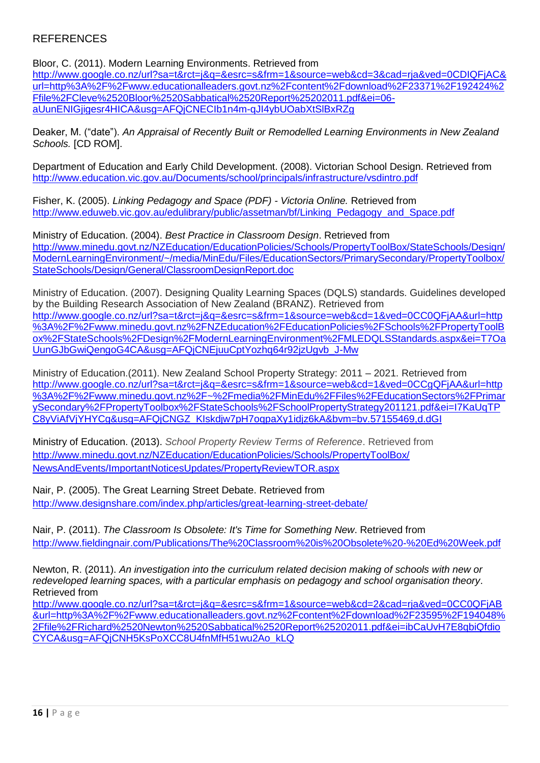# REFERENCES

Bloor, C. (2011). Modern Learning Environments. Retrieved from http://www.google.co.nz/url?sa=t&rct=j&q=&esrc=s&frm=1&source=web&cd=3&cad=rja&ved=0CDIQFjAC&url=http%3A%2F%2Fwww.educationalleaders.govt.nz%2Fcontent%2Fdownload%2F23371%2F192424%2Ffile%2FCleve%2520Bloor%2520Sabbatical%2520Report%25202011.pdf&ei=06-aUunENIGjigesr4HICA&usg=AFQjCNECIb1n4m-qJI4ybUOabXtSlBxRZg

Deaker, M. ("date"). *An Appraisal of Recently Built or Remodelled Learning Environments in New Zealand Schools.* [CD ROM].

Department of Education and Early Child Development. (2008). Victorian School Design. Retrieved from http://www.education.vic.gov.au/Documents/school/principals/infrastructure/vsdintro.pdf

Fisher, K. (2005). *Linking Pedagogy and Space (PDF) - Victoria Online.* Retrieved from http://www.eduweb.vic.gov.au/edulibrary/public/assetman/bf/Linking_Pedagogy_and_Space.pdf

Ministry of Education. (2004). *Best Practice in Classroom Design*. Retrieved from http://www.minedu.govt.nz/NZEducation/EducationPolicies/Schools/PropertyToolBox/StateSchools/Design/ModernLearningEnvironment/~/media/MinEdu/Files/EducationSectors/PrimarySecondary/PropertyToolbox/StateSchools/Design/General/ClassroomDesignReport.doc

Ministry of Education. (2007). Designing Quality Learning Spaces (DQLS) standards. Guidelines developed by the Building Research Association of New Zealand (BRANZ). Retrieved from http://www.google.co.nz/url?sa=t&rct=j&q=&esrc=s&frm=1&source=web&cd=1&ved=0CC0QFjAA&url=http%3A%2F%2Fwww.minedu.govt.nz%2FNZEducation%2FEducationPolicies%2FSchools%2FPropertyToolBox%2FStateSchools%2FDesign%2FModernLearningEnvironment%2FMLEDQLSStandards.aspx&ei=T7OaUunGJbGwiQengoG4CA&usg=AFQjCNEjuuCptYozhq64r92jzUgvb_J-Mw

Ministry of Education.(2011). New Zealand School Property Strategy: 2011 – 2021. Retrieved from http://www.google.co.nz/url?sa=t&rct=j&q=&esrc=s&frm=1&source=web&cd=1&ved=0CCgQFjAA&url=http%3A%2F%2Fwww.minedu.govt.nz%2F~%2Fmedia%2FMinEdu%2FFiles%2FEducationSectors%2FPrimarySecondary%2FPropertyToolbox%2FStateSchools%2FSchoolPropertyStrategy201121.pdf&ei=I7KaUqTPC8yViAfVjYHYCg&usg=AFQjCNGZ_KIskdjw7pH7oqpaXy1idjz6kA&bvm=bv.57155469,d.dGI

Ministry of Education. (2013). *School Property Review Terms of Reference*. Retrieved from http://www.minedu.govt.nz/NZEducation/EducationPolicies/Schools/PropertyToolBox/NewsAndEvents/ImportantNoticesUpdates/PropertyReviewTOR.aspx

Nair, P. (2005). The Great Learning Street Debate. Retrieved from http://www.designshare.com/index.php/articles/great-learning-street-debate/

Nair, P. (2011). *The Classroom Is Obsolete: It's Time for Something New*. Retrieved from http://www.fieldingnair.com/Publications/The%20Classroom%20is%20Obsolete%20-%20Ed%20Week.pdf

Newton, R. (2011). *An investigation into the curriculum related decision making of schools with new or redeveloped learning spaces, with a particular emphasis on pedagogy and school organisation theory*. Retrieved from http://www.google.co.nz/url?sa=t&rct=j&q=&esrc=s&frm=1&source=web&cd=2&cad=rja&ved=0CC0QFjAB&url=http%3A%2F%2Fwww.educationalleaders.govt.nz%2Fcontent%2Fdownload%2F23595%2F194048%2Ffile%2FRichard%2520Newton%2520Sabbatical%2520Report%25202011.pdf&ei=ibCaUvH7E8qbiQfdioCYCA&usg=AFQjCNH5KsPoXCC8U4fnMfH51wu2Ao_kLQ